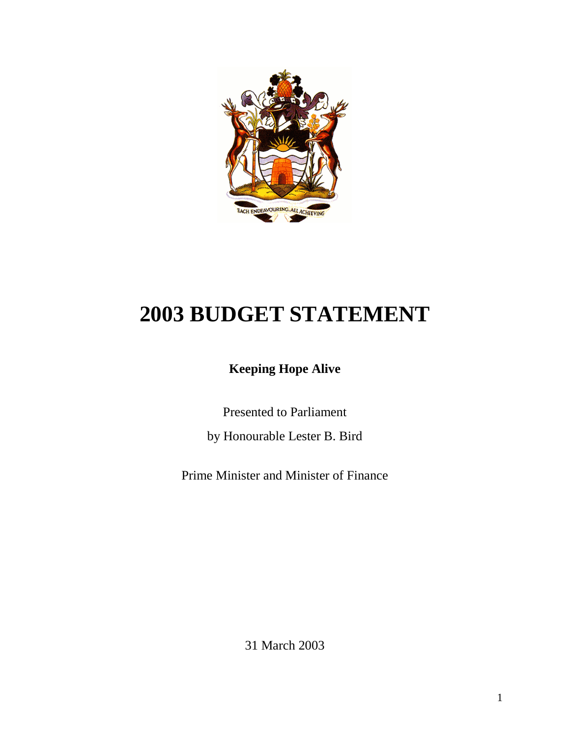# 2003 BUDGET STATEMENT

**Keeping Hope Alive**

Presented to Parliament

by Honourable Lester B. Bird

Prime Minister and Minister of Finance

31 March 2003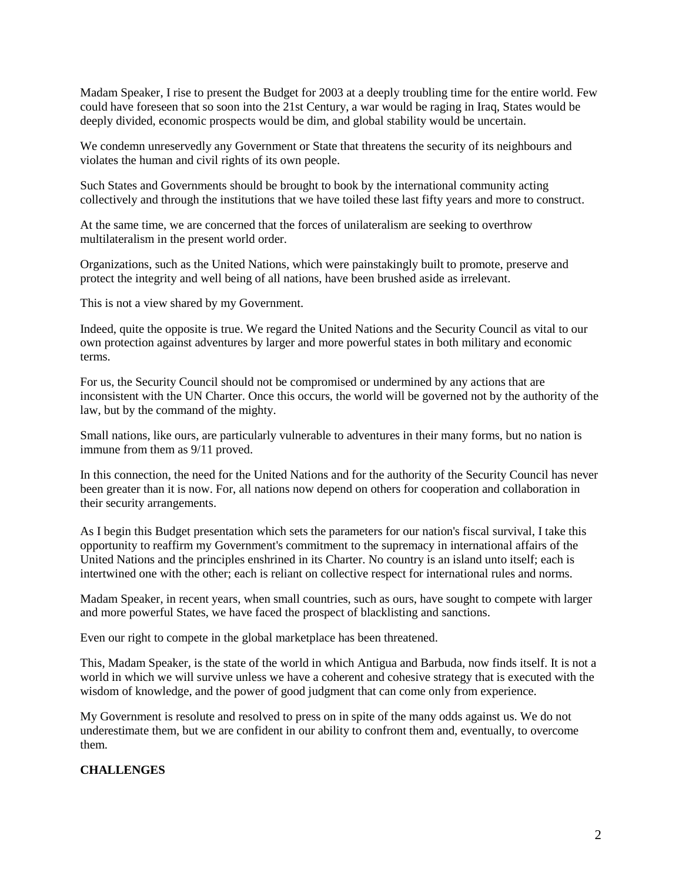Madam Speaker, I rise to present the Budget for 2003 at a deeply troubling time for the entire world. Few could have foreseen that so soon into the 21st Century, a war would be raging in Iraq, States would be deeply divided, economic prospects would be dim, and global stability would be uncertain.

We condemn unreservedly any Government or State that threatens the security of its neighbours and violates the human and civil rights of its own people.

Such States and Governments should be brought to book by the international community acting collectively and through the institutions that we have toiled these last fifty years and more to construct.

At the same time, we are concerned that the forces of unilateralism are seeking to overthrow multilateralism in the present world order.

Organizations, such as the United Nations, which were painstakingly built to promote, preserve and protect the integrity and well being of all nations, have been brushed aside as irrelevant.

This is not a view shared by my Government.

Indeed, quite the opposite is true. We regard the United Nations and the Security Council as vital to our own protection against adventures by larger and more powerful states in both military and economic terms.

For us, the Security Council should not be compromised or undermined by any actions that are inconsistent with the UN Charter. Once this occurs, the world will be governed not by the authority of the law, but by the command of the mighty.

Small nations, like ours, are particularly vulnerable to adventures in their many forms, but no nation is immune from them as 9/11 proved.

In this connection, the need for the United Nations and for the authority of the Security Council has never been greater than it is now. For, all nations now depend on others for cooperation and collaboration in their security arrangements.

As I begin this Budget presentation which sets the parameters for our nation's fiscal survival, I take this opportunity to reaffirm my Government's commitment to the supremacy in international affairs of the United Nations and the principles enshrined in its Charter. No country is an island unto itself; each is intertwined one with the other; each is reliant on collective respect for international rules and norms.

Madam Speaker, in recent years, when small countries, such as ours, have sought to compete with larger and more powerful States, we have faced the prospect of blacklisting and sanctions.

Even our right to compete in the global marketplace has been threatened.

This, Madam Speaker, is the state of the world in which Antigua and Barbuda, now finds itself. It is not a world in which we will survive unless we have a coherent and cohesive strategy that is executed with the wisdom of knowledge, and the power of good judgment that can come only from experience.

My Government is resolute and resolved to press on in spite of the many odds against us. We do not underestimate them, but we are confident in our ability to confront them and, eventually, to overcome them.

**CHALLENGES**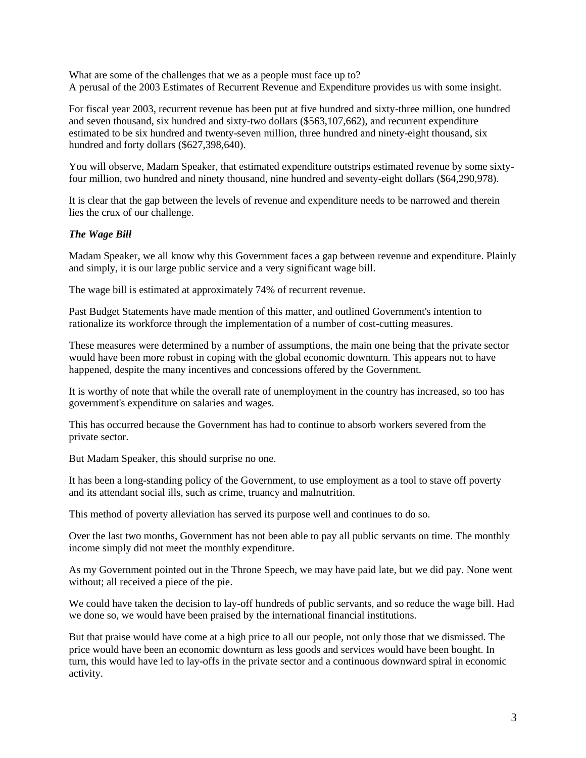What are some of the challenges that we as a people must face up to?
A perusal of the 2003 Estimates of Recurrent Revenue and Expenditure provides us with some insight.

For fiscal year 2003, recurrent revenue has been put at five hundred and sixty-three million, one hundred and seven thousand, six hundred and sixty-two dollars ($563,107,662), and recurrent expenditure estimated to be six hundred and twenty-seven million, three hundred and ninety-eight thousand, six hundred and forty dollars ($627,398,640).

You will observe, Madam Speaker, that estimated expenditure outstrips estimated revenue by some sixty-four million, two hundred and ninety thousand, nine hundred and seventy-eight dollars ($64,290,978).

It is clear that the gap between the levels of revenue and expenditure needs to be narrowed and therein lies the crux of our challenge.

***The Wage Bill***

Madam Speaker, we all know why this Government faces a gap between revenue and expenditure. Plainly and simply, it is our large public service and a very significant wage bill.

The wage bill is estimated at approximately 74% of recurrent revenue.

Past Budget Statements have made mention of this matter, and outlined Government's intention to rationalize its workforce through the implementation of a number of cost-cutting measures.

These measures were determined by a number of assumptions, the main one being that the private sector would have been more robust in coping with the global economic downturn. This appears not to have happened, despite the many incentives and concessions offered by the Government.

It is worthy of note that while the overall rate of unemployment in the country has increased, so too has government's expenditure on salaries and wages.

This has occurred because the Government has had to continue to absorb workers severed from the private sector.

But Madam Speaker, this should surprise no one.

It has been a long-standing policy of the Government, to use employment as a tool to stave off poverty and its attendant social ills, such as crime, truancy and malnutrition.

This method of poverty alleviation has served its purpose well and continues to do so.

Over the last two months, Government has not been able to pay all public servants on time. The monthly income simply did not meet the monthly expenditure.

As my Government pointed out in the Throne Speech, we may have paid late, but we did pay. None went without; all received a piece of the pie.

We could have taken the decision to lay-off hundreds of public servants, and so reduce the wage bill. Had we done so, we would have been praised by the international financial institutions.

But that praise would have come at a high price to all our people, not only those that we dismissed. The price would have been an economic downturn as less goods and services would have been bought. In turn, this would have led to lay-offs in the private sector and a continuous downward spiral in economic activity.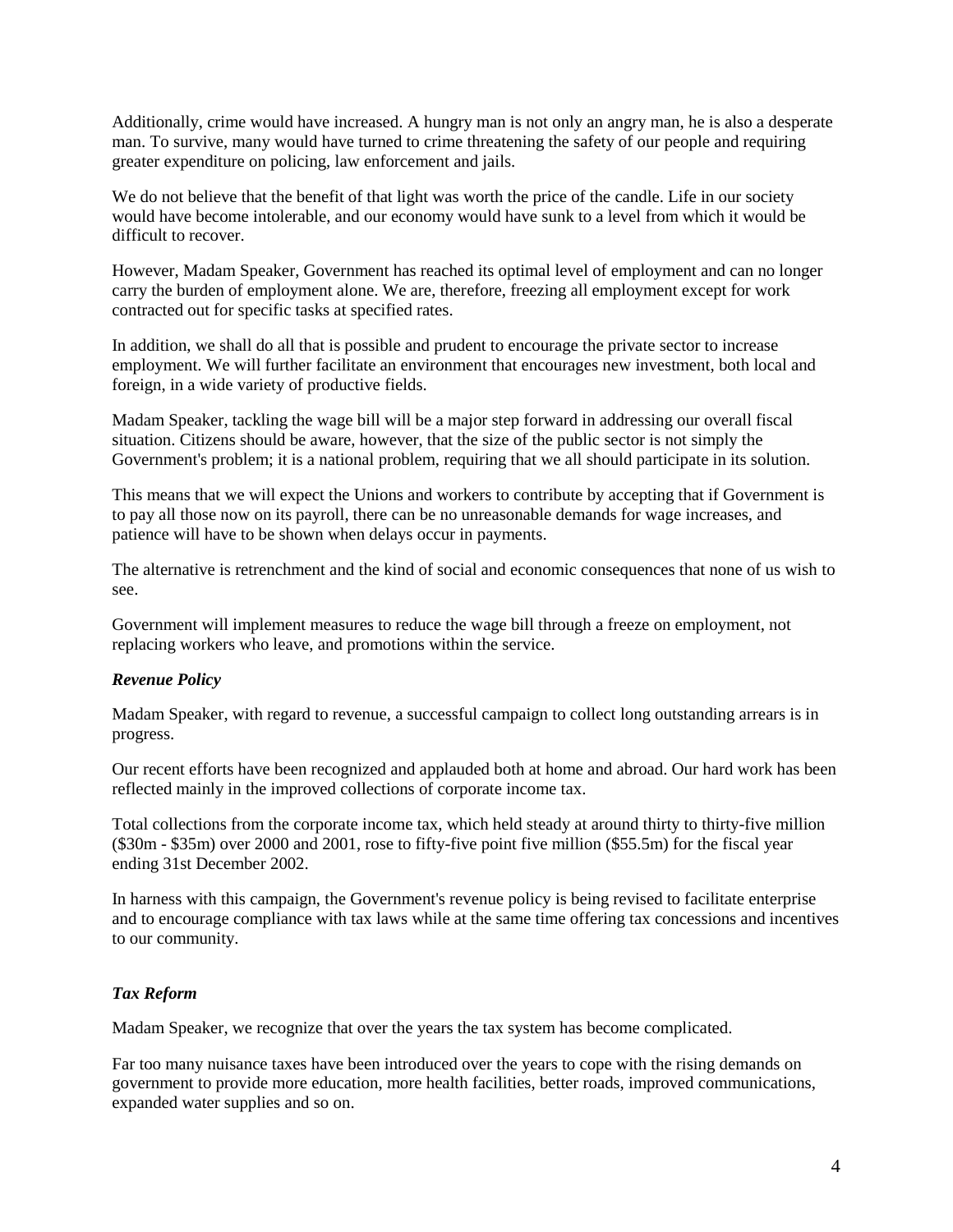Additionally, crime would have increased. A hungry man is not only an angry man, he is also a desperate man. To survive, many would have turned to crime threatening the safety of our people and requiring greater expenditure on policing, law enforcement and jails.

We do not believe that the benefit of that light was worth the price of the candle. Life in our society would have become intolerable, and our economy would have sunk to a level from which it would be difficult to recover.

However, Madam Speaker, Government has reached its optimal level of employment and can no longer carry the burden of employment alone. We are, therefore, freezing all employment except for work contracted out for specific tasks at specified rates.

In addition, we shall do all that is possible and prudent to encourage the private sector to increase employment. We will further facilitate an environment that encourages new investment, both local and foreign, in a wide variety of productive fields.

Madam Speaker, tackling the wage bill will be a major step forward in addressing our overall fiscal situation. Citizens should be aware, however, that the size of the public sector is not simply the Government's problem; it is a national problem, requiring that we all should participate in its solution.

This means that we will expect the Unions and workers to contribute by accepting that if Government is to pay all those now on its payroll, there can be no unreasonable demands for wage increases, and patience will have to be shown when delays occur in payments.

The alternative is retrenchment and the kind of social and economic consequences that none of us wish to see.

Government will implement measures to reduce the wage bill through a freeze on employment, not replacing workers who leave, and promotions within the service.

### *Revenue Policy*

Madam Speaker, with regard to revenue, a successful campaign to collect long outstanding arrears is in progress.

Our recent efforts have been recognized and applauded both at home and abroad. Our hard work has been reflected mainly in the improved collections of corporate income tax.

Total collections from the corporate income tax, which held steady at around thirty to thirty-five million ($30m - $35m) over 2000 and 2001, rose to fifty-five point five million ($55.5m) for the fiscal year ending 31st December 2002.

In harness with this campaign, the Government's revenue policy is being revised to facilitate enterprise and to encourage compliance with tax laws while at the same time offering tax concessions and incentives to our community.

### *Tax Reform*

Madam Speaker, we recognize that over the years the tax system has become complicated.

Far too many nuisance taxes have been introduced over the years to cope with the rising demands on government to provide more education, more health facilities, better roads, improved communications, expanded water supplies and so on.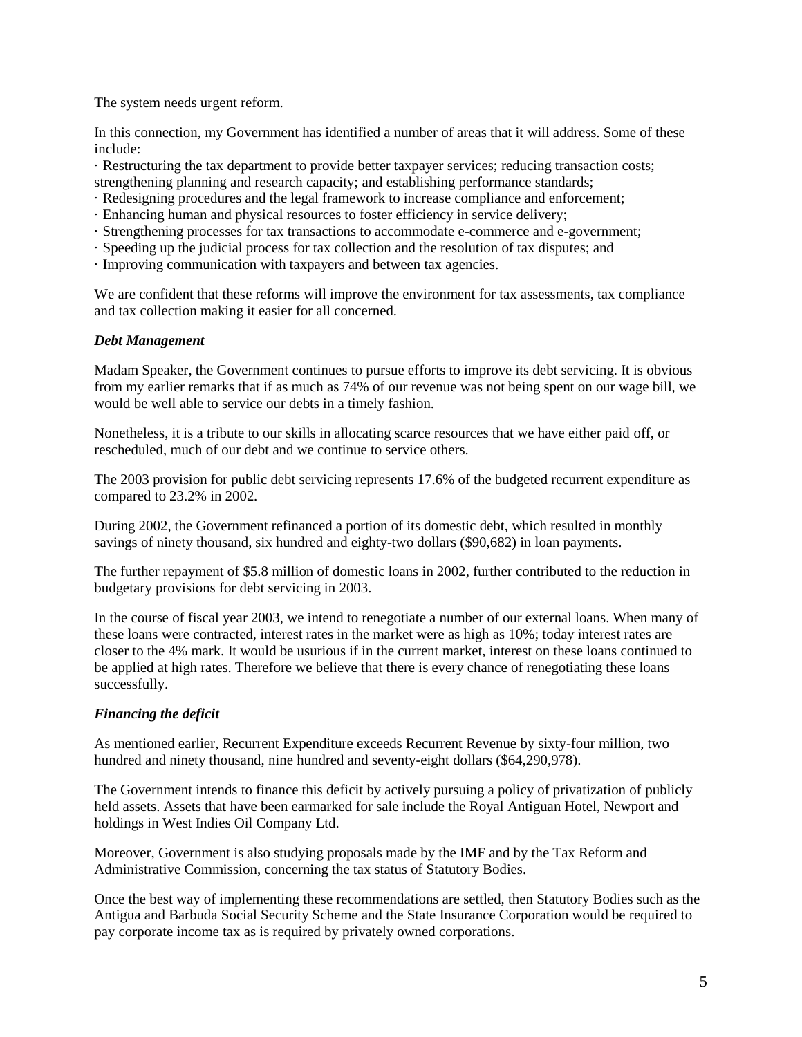The system needs urgent reform.

In this connection, my Government has identified a number of areas that it will address. Some of these include:

- Restructuring the tax department to provide better taxpayer services; reducing transaction costs; strengthening planning and research capacity; and establishing performance standards;
- Redesigning procedures and the legal framework to increase compliance and enforcement;
- Enhancing human and physical resources to foster efficiency in service delivery;
- Strengthening processes for tax transactions to accommodate e-commerce and e-government;
- Speeding up the judicial process for tax collection and the resolution of tax disputes; and
- Improving communication with taxpayers and between tax agencies.

We are confident that these reforms will improve the environment for tax assessments, tax compliance and tax collection making it easier for all concerned.

***Debt Management***

Madam Speaker, the Government continues to pursue efforts to improve its debt servicing. It is obvious from my earlier remarks that if as much as 74% of our revenue was not being spent on our wage bill, we would be well able to service our debts in a timely fashion.

Nonetheless, it is a tribute to our skills in allocating scarce resources that we have either paid off, or rescheduled, much of our debt and we continue to service others.

The 2003 provision for public debt servicing represents 17.6% of the budgeted recurrent expenditure as compared to 23.2% in 2002.

During 2002, the Government refinanced a portion of its domestic debt, which resulted in monthly savings of ninety thousand, six hundred and eighty-two dollars ($90,682) in loan payments.

The further repayment of $5.8 million of domestic loans in 2002, further contributed to the reduction in budgetary provisions for debt servicing in 2003.

In the course of fiscal year 2003, we intend to renegotiate a number of our external loans. When many of these loans were contracted, interest rates in the market were as high as 10%; today interest rates are closer to the 4% mark. It would be usurious if in the current market, interest on these loans continued to be applied at high rates. Therefore we believe that there is every chance of renegotiating these loans successfully.

***Financing the deficit***

As mentioned earlier, Recurrent Expenditure exceeds Recurrent Revenue by sixty-four million, two hundred and ninety thousand, nine hundred and seventy-eight dollars ($64,290,978).

The Government intends to finance this deficit by actively pursuing a policy of privatization of publicly held assets. Assets that have been earmarked for sale include the Royal Antiguan Hotel, Newport and holdings in West Indies Oil Company Ltd.

Moreover, Government is also studying proposals made by the IMF and by the Tax Reform and Administrative Commission, concerning the tax status of Statutory Bodies.

Once the best way of implementing these recommendations are settled, then Statutory Bodies such as the Antigua and Barbuda Social Security Scheme and the State Insurance Corporation would be required to pay corporate income tax as is required by privately owned corporations.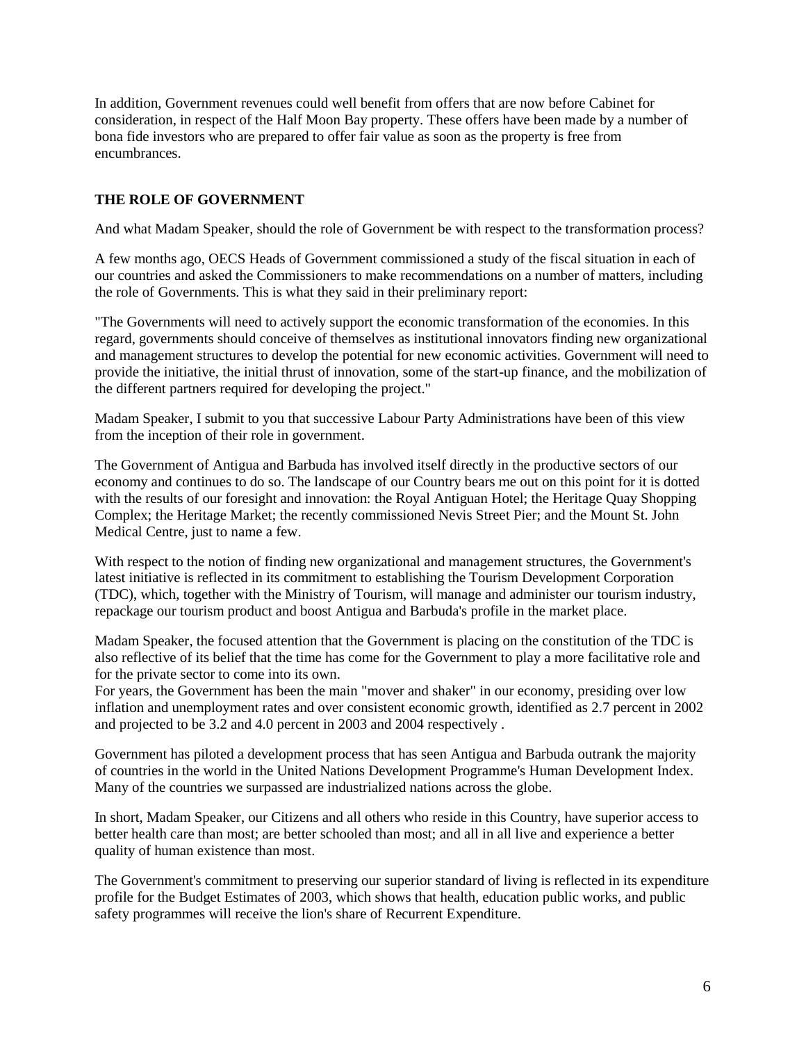In addition, Government revenues could well benefit from offers that are now before Cabinet for consideration, in respect of the Half Moon Bay property. These offers have been made by a number of bona fide investors who are prepared to offer fair value as soon as the property is free from encumbrances.

## THE ROLE OF GOVERNMENT

And what Madam Speaker, should the role of Government be with respect to the transformation process?

A few months ago, OECS Heads of Government commissioned a study of the fiscal situation in each of our countries and asked the Commissioners to make recommendations on a number of matters, including the role of Governments. This is what they said in their preliminary report:

"The Governments will need to actively support the economic transformation of the economies. In this regard, governments should conceive of themselves as institutional innovators finding new organizational and management structures to develop the potential for new economic activities. Government will need to provide the initiative, the initial thrust of innovation, some of the start-up finance, and the mobilization of the different partners required for developing the project."

Madam Speaker, I submit to you that successive Labour Party Administrations have been of this view from the inception of their role in government.

The Government of Antigua and Barbuda has involved itself directly in the productive sectors of our economy and continues to do so. The landscape of our Country bears me out on this point for it is dotted with the results of our foresight and innovation: the Royal Antiguan Hotel; the Heritage Quay Shopping Complex; the Heritage Market; the recently commissioned Nevis Street Pier; and the Mount St. John Medical Centre, just to name a few.

With respect to the notion of finding new organizational and management structures, the Government's latest initiative is reflected in its commitment to establishing the Tourism Development Corporation (TDC), which, together with the Ministry of Tourism, will manage and administer our tourism industry, repackage our tourism product and boost Antigua and Barbuda's profile in the market place.

Madam Speaker, the focused attention that the Government is placing on the constitution of the TDC is also reflective of its belief that the time has come for the Government to play a more facilitative role and for the private sector to come into its own.
For years, the Government has been the main "mover and shaker" in our economy, presiding over low inflation and unemployment rates and over consistent economic growth, identified as 2.7 percent in 2002 and projected to be 3.2 and 4.0 percent in 2003 and 2004 respectively .

Government has piloted a development process that has seen Antigua and Barbuda outrank the majority of countries in the world in the United Nations Development Programme's Human Development Index. Many of the countries we surpassed are industrialized nations across the globe.

In short, Madam Speaker, our Citizens and all others who reside in this Country, have superior access to better health care than most; are better schooled than most; and all in all live and experience a better quality of human existence than most.

The Government's commitment to preserving our superior standard of living is reflected in its expenditure profile for the Budget Estimates of 2003, which shows that health, education public works, and public safety programmes will receive the lion's share of Recurrent Expenditure.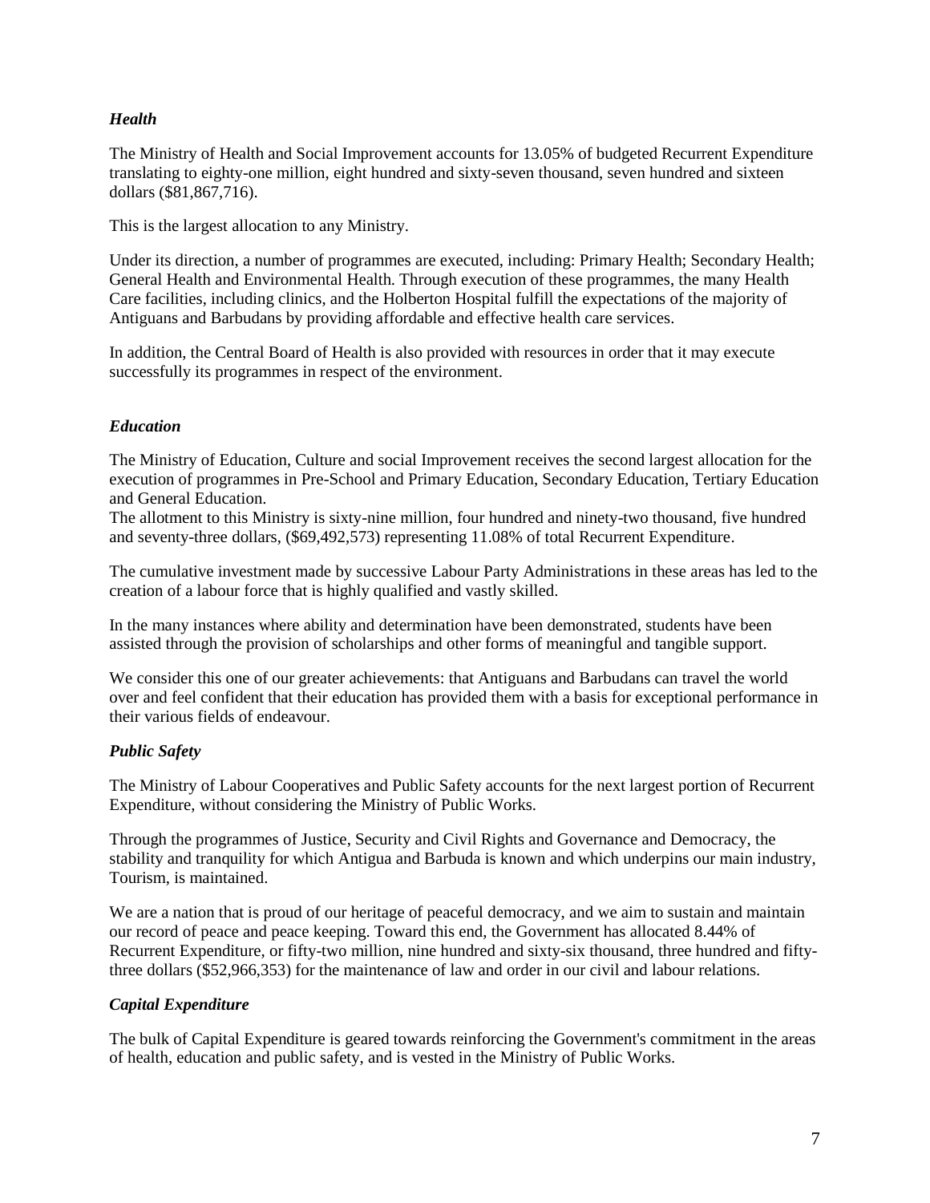### *Health*

The Ministry of Health and Social Improvement accounts for 13.05% of budgeted Recurrent Expenditure translating to eighty-one million, eight hundred and sixty-seven thousand, seven hundred and sixteen dollars ($81,867,716).

This is the largest allocation to any Ministry.

Under its direction, a number of programmes are executed, including: Primary Health; Secondary Health; General Health and Environmental Health. Through execution of these programmes, the many Health Care facilities, including clinics, and the Holberton Hospital fulfill the expectations of the majority of Antiguans and Barbudans by providing affordable and effective health care services.

In addition, the Central Board of Health is also provided with resources in order that it may execute successfully its programmes in respect of the environment.

### *Education*

The Ministry of Education, Culture and social Improvement receives the second largest allocation for the execution of programmes in Pre-School and Primary Education, Secondary Education, Tertiary Education and General Education.
The allotment to this Ministry is sixty-nine million, four hundred and ninety-two thousand, five hundred and seventy-three dollars, ($69,492,573) representing 11.08% of total Recurrent Expenditure.

The cumulative investment made by successive Labour Party Administrations in these areas has led to the creation of a labour force that is highly qualified and vastly skilled.

In the many instances where ability and determination have been demonstrated, students have been assisted through the provision of scholarships and other forms of meaningful and tangible support.

We consider this one of our greater achievements: that Antiguans and Barbudans can travel the world over and feel confident that their education has provided them with a basis for exceptional performance in their various fields of endeavour.

### *Public Safety*

The Ministry of Labour Cooperatives and Public Safety accounts for the next largest portion of Recurrent Expenditure, without considering the Ministry of Public Works.

Through the programmes of Justice, Security and Civil Rights and Governance and Democracy, the stability and tranquility for which Antigua and Barbuda is known and which underpins our main industry, Tourism, is maintained.

We are a nation that is proud of our heritage of peaceful democracy, and we aim to sustain and maintain our record of peace and peace keeping. Toward this end, the Government has allocated 8.44% of Recurrent Expenditure, or fifty-two million, nine hundred and sixty-six thousand, three hundred and fifty-three dollars ($52,966,353) for the maintenance of law and order in our civil and labour relations.

### *Capital Expenditure*

The bulk of Capital Expenditure is geared towards reinforcing the Government's commitment in the areas of health, education and public safety, and is vested in the Ministry of Public Works.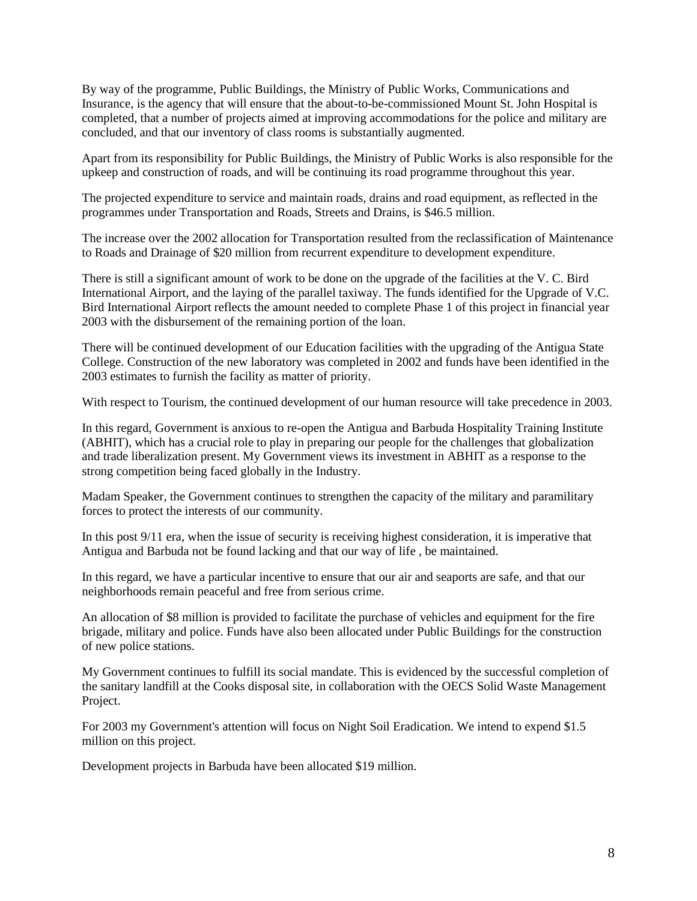By way of the programme, Public Buildings, the Ministry of Public Works, Communications and Insurance, is the agency that will ensure that the about-to-be-commissioned Mount St. John Hospital is completed, that a number of projects aimed at improving accommodations for the police and military are concluded, and that our inventory of class rooms is substantially augmented.

Apart from its responsibility for Public Buildings, the Ministry of Public Works is also responsible for the upkeep and construction of roads, and will be continuing its road programme throughout this year.

The projected expenditure to service and maintain roads, drains and road equipment, as reflected in the programmes under Transportation and Roads, Streets and Drains, is $46.5 million.

The increase over the 2002 allocation for Transportation resulted from the reclassification of Maintenance to Roads and Drainage of $20 million from recurrent expenditure to development expenditure.

There is still a significant amount of work to be done on the upgrade of the facilities at the V. C. Bird International Airport, and the laying of the parallel taxiway. The funds identified for the Upgrade of V.C. Bird International Airport reflects the amount needed to complete Phase 1 of this project in financial year 2003 with the disbursement of the remaining portion of the loan.

There will be continued development of our Education facilities with the upgrading of the Antigua State College. Construction of the new laboratory was completed in 2002 and funds have been identified in the 2003 estimates to furnish the facility as matter of priority.

With respect to Tourism, the continued development of our human resource will take precedence in 2003.

In this regard, Government is anxious to re-open the Antigua and Barbuda Hospitality Training Institute (ABHIT), which has a crucial role to play in preparing our people for the challenges that globalization and trade liberalization present. My Government views its investment in ABHIT as a response to the strong competition being faced globally in the Industry.

Madam Speaker, the Government continues to strengthen the capacity of the military and paramilitary forces to protect the interests of our community.

In this post 9/11 era, when the issue of security is receiving highest consideration, it is imperative that Antigua and Barbuda not be found lacking and that our way of life , be maintained.

In this regard, we have a particular incentive to ensure that our air and seaports are safe, and that our neighborhoods remain peaceful and free from serious crime.

An allocation of $8 million is provided to facilitate the purchase of vehicles and equipment for the fire brigade, military and police. Funds have also been allocated under Public Buildings for the construction of new police stations.

My Government continues to fulfill its social mandate. This is evidenced by the successful completion of the sanitary landfill at the Cooks disposal site, in collaboration with the OECS Solid Waste Management Project.

For 2003 my Government's attention will focus on Night Soil Eradication. We intend to expend $1.5 million on this project.

Development projects in Barbuda have been allocated $19 million.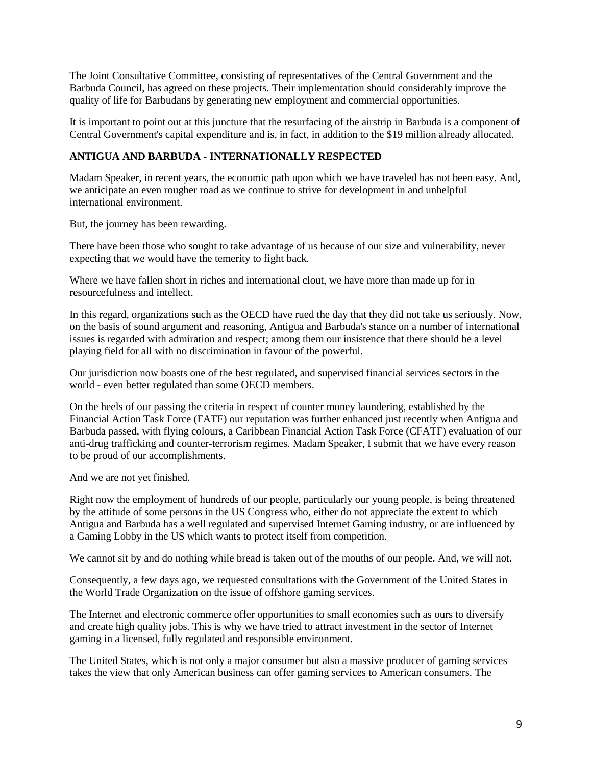The Joint Consultative Committee, consisting of representatives of the Central Government and the Barbuda Council, has agreed on these projects. Their implementation should considerably improve the quality of life for Barbudans by generating new employment and commercial opportunities.

It is important to point out at this juncture that the resurfacing of the airstrip in Barbuda is a component of Central Government's capital expenditure and is, in fact, in addition to the $19 million already allocated.

**ANTIGUA AND BARBUDA - INTERNATIONALLY RESPECTED**

Madam Speaker, in recent years, the economic path upon which we have traveled has not been easy. And, we anticipate an even rougher road as we continue to strive for development in and unhelpful international environment.

But, the journey has been rewarding.

There have been those who sought to take advantage of us because of our size and vulnerability, never expecting that we would have the temerity to fight back.

Where we have fallen short in riches and international clout, we have more than made up for in resourcefulness and intellect.

In this regard, organizations such as the OECD have rued the day that they did not take us seriously. Now, on the basis of sound argument and reasoning, Antigua and Barbuda's stance on a number of international issues is regarded with admiration and respect; among them our insistence that there should be a level playing field for all with no discrimination in favour of the powerful.

Our jurisdiction now boasts one of the best regulated, and supervised financial services sectors in the world - even better regulated than some OECD members.

On the heels of our passing the criteria in respect of counter money laundering, established by the Financial Action Task Force (FATF) our reputation was further enhanced just recently when Antigua and Barbuda passed, with flying colours, a Caribbean Financial Action Task Force (CFATF) evaluation of our anti-drug trafficking and counter-terrorism regimes. Madam Speaker, I submit that we have every reason to be proud of our accomplishments.

And we are not yet finished.

Right now the employment of hundreds of our people, particularly our young people, is being threatened by the attitude of some persons in the US Congress who, either do not appreciate the extent to which Antigua and Barbuda has a well regulated and supervised Internet Gaming industry, or are influenced by a Gaming Lobby in the US which wants to protect itself from competition.

We cannot sit by and do nothing while bread is taken out of the mouths of our people. And, we will not.

Consequently, a few days ago, we requested consultations with the Government of the United States in the World Trade Organization on the issue of offshore gaming services.

The Internet and electronic commerce offer opportunities to small economies such as ours to diversify and create high quality jobs. This is why we have tried to attract investment in the sector of Internet gaming in a licensed, fully regulated and responsible environment.

The United States, which is not only a major consumer but also a massive producer of gaming services takes the view that only American business can offer gaming services to American consumers. The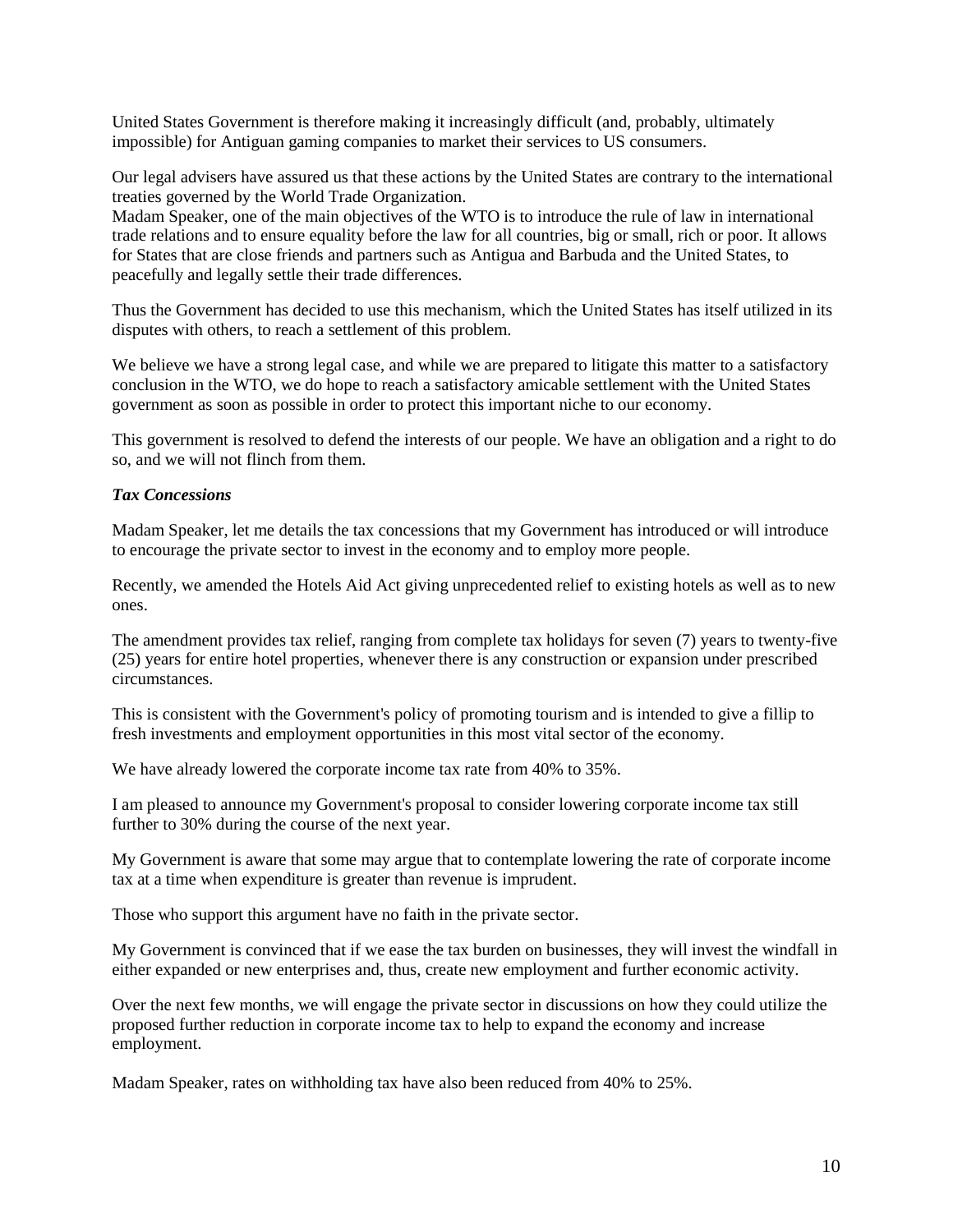United States Government is therefore making it increasingly difficult (and, probably, ultimately impossible) for Antiguan gaming companies to market their services to US consumers.

Our legal advisers have assured us that these actions by the United States are contrary to the international treaties governed by the World Trade Organization.

Madam Speaker, one of the main objectives of the WTO is to introduce the rule of law in international trade relations and to ensure equality before the law for all countries, big or small, rich or poor. It allows for States that are close friends and partners such as Antigua and Barbuda and the United States, to peacefully and legally settle their trade differences.

Thus the Government has decided to use this mechanism, which the United States has itself utilized in its disputes with others, to reach a settlement of this problem.

We believe we have a strong legal case, and while we are prepared to litigate this matter to a satisfactory conclusion in the WTO, we do hope to reach a satisfactory amicable settlement with the United States government as soon as possible in order to protect this important niche to our economy.

This government is resolved to defend the interests of our people. We have an obligation and a right to do so, and we will not flinch from them.

***Tax Concessions***

Madam Speaker, let me details the tax concessions that my Government has introduced or will introduce to encourage the private sector to invest in the economy and to employ more people.

Recently, we amended the Hotels Aid Act giving unprecedented relief to existing hotels as well as to new ones.

The amendment provides tax relief, ranging from complete tax holidays for seven (7) years to twenty-five (25) years for entire hotel properties, whenever there is any construction or expansion under prescribed circumstances.

This is consistent with the Government's policy of promoting tourism and is intended to give a fillip to fresh investments and employment opportunities in this most vital sector of the economy.

We have already lowered the corporate income tax rate from 40% to 35%.

I am pleased to announce my Government's proposal to consider lowering corporate income tax still further to 30% during the course of the next year.

My Government is aware that some may argue that to contemplate lowering the rate of corporate income tax at a time when expenditure is greater than revenue is imprudent.

Those who support this argument have no faith in the private sector.

My Government is convinced that if we ease the tax burden on businesses, they will invest the windfall in either expanded or new enterprises and, thus, create new employment and further economic activity.

Over the next few months, we will engage the private sector in discussions on how they could utilize the proposed further reduction in corporate income tax to help to expand the economy and increase employment.

Madam Speaker, rates on withholding tax have also been reduced from 40% to 25%.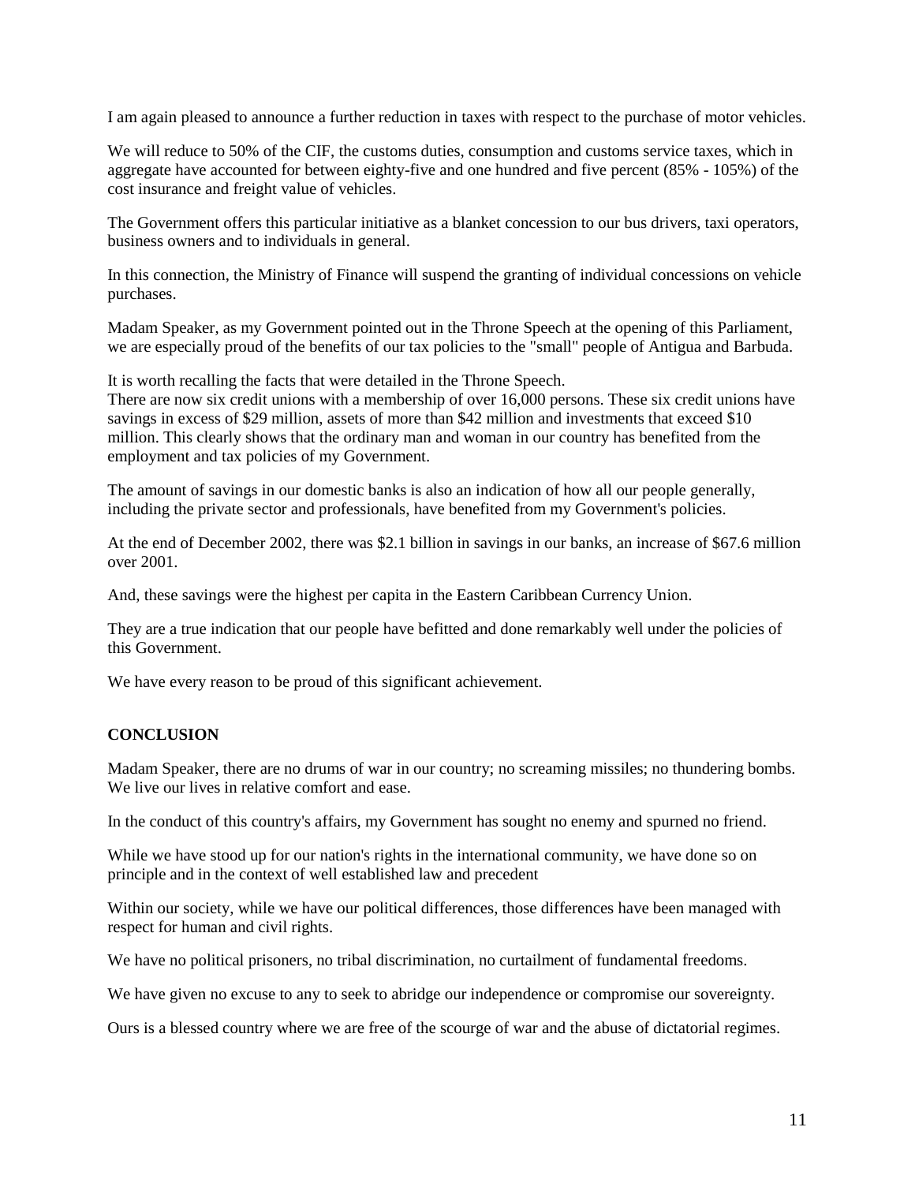I am again pleased to announce a further reduction in taxes with respect to the purchase of motor vehicles.

We will reduce to 50% of the CIF, the customs duties, consumption and customs service taxes, which in aggregate have accounted for between eighty-five and one hundred and five percent (85% - 105%) of the cost insurance and freight value of vehicles.

The Government offers this particular initiative as a blanket concession to our bus drivers, taxi operators, business owners and to individuals in general.

In this connection, the Ministry of Finance will suspend the granting of individual concessions on vehicle purchases.

Madam Speaker, as my Government pointed out in the Throne Speech at the opening of this Parliament, we are especially proud of the benefits of our tax policies to the "small" people of Antigua and Barbuda.

It is worth recalling the facts that were detailed in the Throne Speech.
There are now six credit unions with a membership of over 16,000 persons. These six credit unions have savings in excess of $29 million, assets of more than $42 million and investments that exceed $10 million. This clearly shows that the ordinary man and woman in our country has benefited from the employment and tax policies of my Government.

The amount of savings in our domestic banks is also an indication of how all our people generally, including the private sector and professionals, have benefited from my Government's policies.

At the end of December 2002, there was $2.1 billion in savings in our banks, an increase of $67.6 million over 2001.

And, these savings were the highest per capita in the Eastern Caribbean Currency Union.

They are a true indication that our people have befitted and done remarkably well under the policies of this Government.

We have every reason to be proud of this significant achievement.

## CONCLUSION

Madam Speaker, there are no drums of war in our country; no screaming missiles; no thundering bombs. We live our lives in relative comfort and ease.

In the conduct of this country's affairs, my Government has sought no enemy and spurned no friend.

While we have stood up for our nation's rights in the international community, we have done so on principle and in the context of well established law and precedent

Within our society, while we have our political differences, those differences have been managed with respect for human and civil rights.

We have no political prisoners, no tribal discrimination, no curtailment of fundamental freedoms.

We have given no excuse to any to seek to abridge our independence or compromise our sovereignty.

Ours is a blessed country where we are free of the scourge of war and the abuse of dictatorial regimes.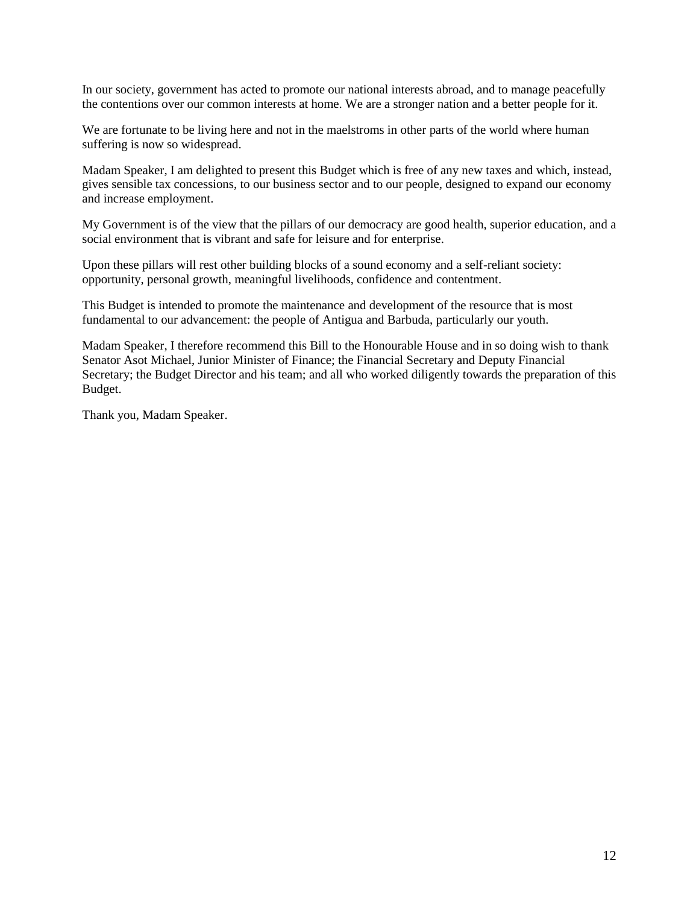In our society, government has acted to promote our national interests abroad, and to manage peacefully the contentions over our common interests at home. We are a stronger nation and a better people for it.

We are fortunate to be living here and not in the maelstroms in other parts of the world where human suffering is now so widespread.

Madam Speaker, I am delighted to present this Budget which is free of any new taxes and which, instead, gives sensible tax concessions, to our business sector and to our people, designed to expand our economy and increase employment.

My Government is of the view that the pillars of our democracy are good health, superior education, and a social environment that is vibrant and safe for leisure and for enterprise.

Upon these pillars will rest other building blocks of a sound economy and a self-reliant society: opportunity, personal growth, meaningful livelihoods, confidence and contentment.

This Budget is intended to promote the maintenance and development of the resource that is most fundamental to our advancement: the people of Antigua and Barbuda, particularly our youth.

Madam Speaker, I therefore recommend this Bill to the Honourable House and in so doing wish to thank Senator Asot Michael, Junior Minister of Finance; the Financial Secretary and Deputy Financial Secretary; the Budget Director and his team; and all who worked diligently towards the preparation of this Budget.

Thank you, Madam Speaker.